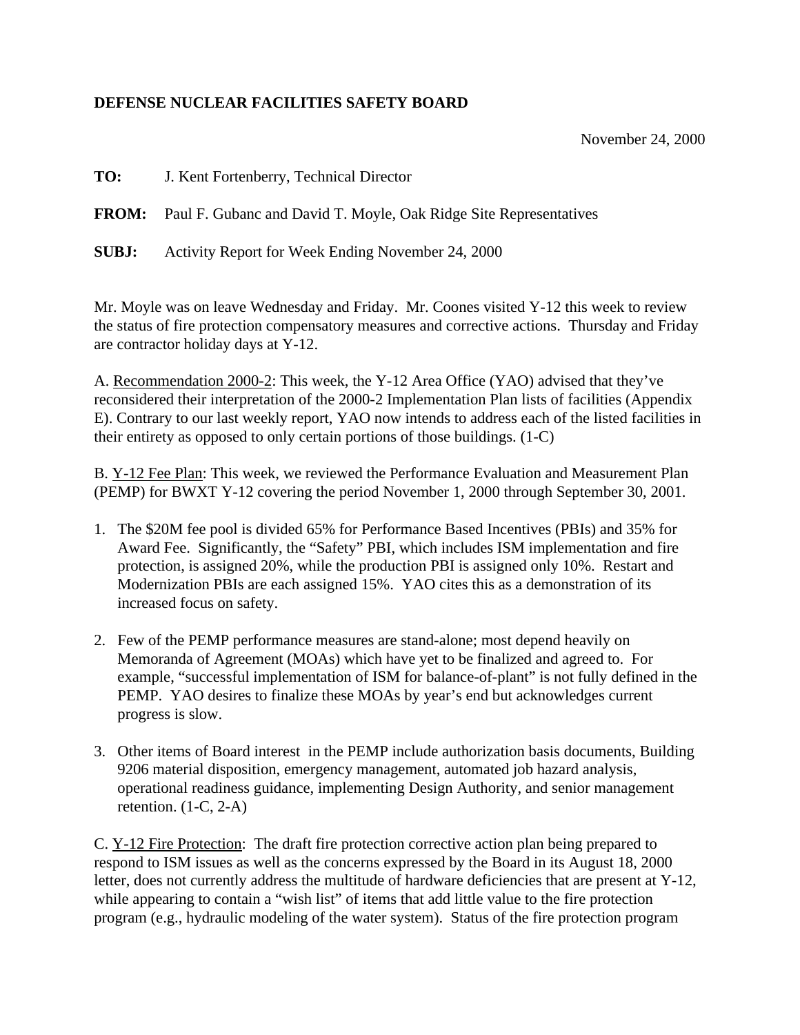**DEFENSE NUCLEAR FACILITIES SAFETY BOARD**

November 24, 2000

**TO:** J. Kent Fortenberry, Technical Director

**FROM:** Paul F. Gubanc and David T. Moyle, Oak Ridge Site Representatives

**SUBJ:** Activity Report for Week Ending November 24, 2000

Mr. Moyle was on leave Wednesday and Friday. Mr. Coones visited Y-12 this week to review the status of fire protection compensatory measures and corrective actions. Thursday and Friday are contractor holiday days at Y-12.

A. Recommendation 2000-2: This week, the Y-12 Area Office (YAO) advised that they've reconsidered their interpretation of the 2000-2 Implementation Plan lists of facilities (Appendix E). Contrary to our last weekly report, YAO now intends to address each of the listed facilities in their entirety as opposed to only certain portions of those buildings. (1-C)

B. Y-12 Fee Plan: This week, we reviewed the Performance Evaluation and Measurement Plan (PEMP) for BWXT Y-12 covering the period November 1, 2000 through September 30, 2001.

1. The $20M fee pool is divided 65% for Performance Based Incentives (PBIs) and 35% for Award Fee. Significantly, the "Safety" PBI, which includes ISM implementation and fire protection, is assigned 20%, while the production PBI is assigned only 10%. Restart and Modernization PBIs are each assigned 15%. YAO cites this as a demonstration of its increased focus on safety.

2. Few of the PEMP performance measures are stand-alone; most depend heavily on Memoranda of Agreement (MOAs) which have yet to be finalized and agreed to. For example, "successful implementation of ISM for balance-of-plant" is not fully defined in the PEMP. YAO desires to finalize these MOAs by year's end but acknowledges current progress is slow.

3. Other items of Board interest in the PEMP include authorization basis documents, Building 9206 material disposition, emergency management, automated job hazard analysis, operational readiness guidance, implementing Design Authority, and senior management retention. (1-C, 2-A)

C. Y-12 Fire Protection: The draft fire protection corrective action plan being prepared to respond to ISM issues as well as the concerns expressed by the Board in its August 18, 2000 letter, does not currently address the multitude of hardware deficiencies that are present at Y-12, while appearing to contain a "wish list" of items that add little value to the fire protection program (e.g., hydraulic modeling of the water system). Status of the fire protection program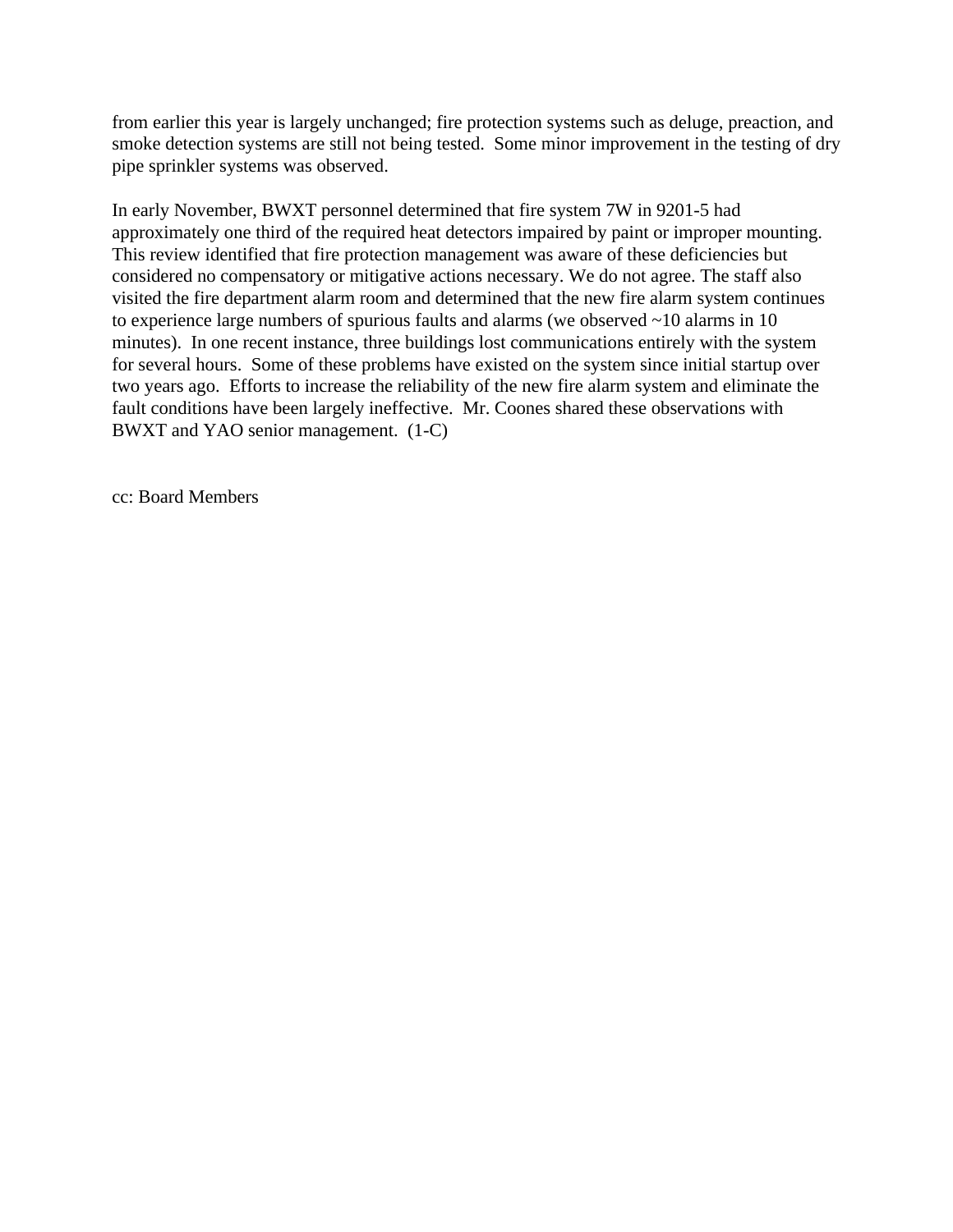from earlier this year is largely unchanged; fire protection systems such as deluge, preaction, and smoke detection systems are still not being tested. Some minor improvement in the testing of dry pipe sprinkler systems was observed.

In early November, BWXT personnel determined that fire system 7W in 9201-5 had approximately one third of the required heat detectors impaired by paint or improper mounting. This review identified that fire protection management was aware of these deficiencies but considered no compensatory or mitigative actions necessary. We do not agree. The staff also visited the fire department alarm room and determined that the new fire alarm system continues to experience large numbers of spurious faults and alarms (we observed ~10 alarms in 10 minutes). In one recent instance, three buildings lost communications entirely with the system for several hours. Some of these problems have existed on the system since initial startup over two years ago. Efforts to increase the reliability of the new fire alarm system and eliminate the fault conditions have been largely ineffective. Mr. Coones shared these observations with BWXT and YAO senior management. (1-C)

cc: Board Members